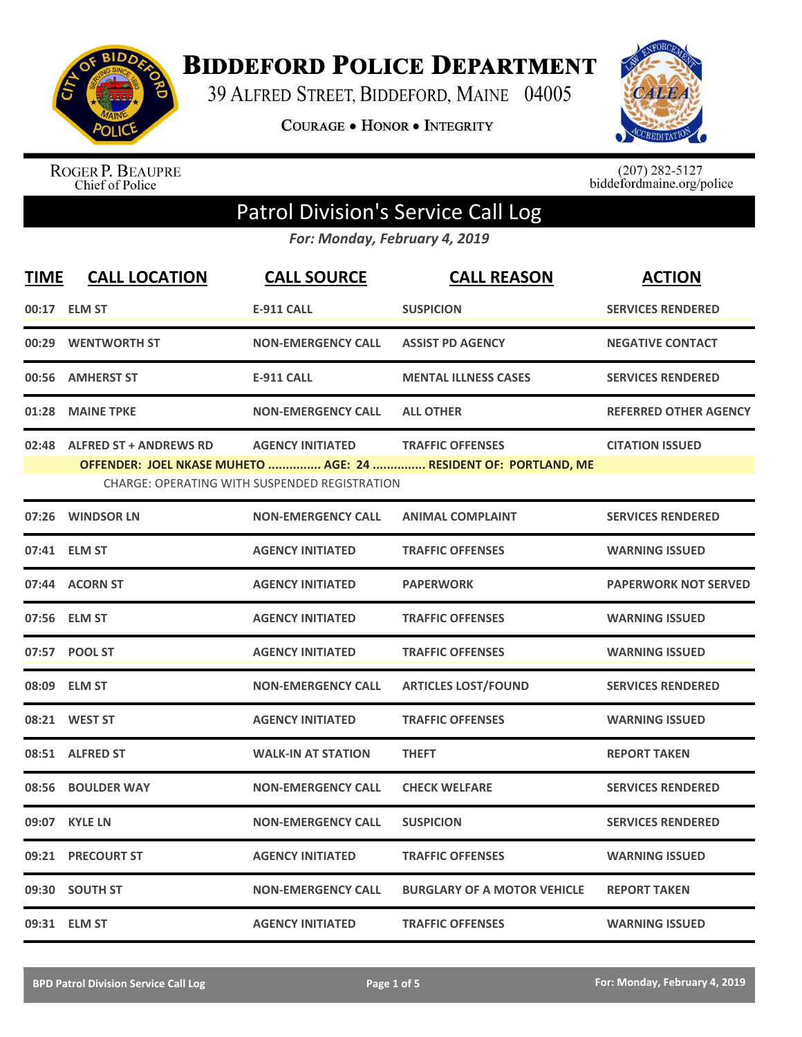# Biddeford Police Department

39 Alfred Street, Biddeford, Maine 04005

**Courage • Honor • Integrity**

Roger P. Beaupre
Chief of Police

(207) 282-5127
biddefordmaine.org/police

## Patrol Division's Service Call Log

*For: Monday, February 4, 2019*

| TIME | CALL LOCATION | CALL SOURCE | CALL REASON | ACTION |
|---|---|---|---|---|
| 00:17 | ELM ST | E-911 CALL | SUSPICION | SERVICES RENDERED |
| 00:29 | WENTWORTH ST | NON-EMERGENCY CALL | ASSIST PD AGENCY | NEGATIVE CONTACT |
| 00:56 | AMHERST ST | E-911 CALL | MENTAL ILLNESS CASES | SERVICES RENDERED |
| 01:28 | MAINE TPKE | NON-EMERGENCY CALL | ALL OTHER | REFERRED OTHER AGENCY |
| 02:48 | ALFRED ST + ANDREWS RD | AGENCY INITIATED | TRAFFIC OFFENSES | CITATION ISSUED |
| | OFFENDER: JOEL NKASE MUHETO ............... AGE: 24 ............... RESIDENT OF: PORTLAND, ME | | | |
| | CHARGE: OPERATING WITH SUSPENDED REGISTRATION | | | |
| 07:26 | WINDSOR LN | NON-EMERGENCY CALL | ANIMAL COMPLAINT | SERVICES RENDERED |
| 07:41 | ELM ST | AGENCY INITIATED | TRAFFIC OFFENSES | WARNING ISSUED |
| 07:44 | ACORN ST | AGENCY INITIATED | PAPERWORK | PAPERWORK NOT SERVED |
| 07:56 | ELM ST | AGENCY INITIATED | TRAFFIC OFFENSES | WARNING ISSUED |
| 07:57 | POOL ST | AGENCY INITIATED | TRAFFIC OFFENSES | WARNING ISSUED |
| 08:09 | ELM ST | NON-EMERGENCY CALL | ARTICLES LOST/FOUND | SERVICES RENDERED |
| 08:21 | WEST ST | AGENCY INITIATED | TRAFFIC OFFENSES | WARNING ISSUED |
| 08:51 | ALFRED ST | WALK-IN AT STATION | THEFT | REPORT TAKEN |
| 08:56 | BOULDER WAY | NON-EMERGENCY CALL | CHECK WELFARE | SERVICES RENDERED |
| 09:07 | KYLE LN | NON-EMERGENCY CALL | SUSPICION | SERVICES RENDERED |
| 09:21 | PRECOURT ST | AGENCY INITIATED | TRAFFIC OFFENSES | WARNING ISSUED |
| 09:30 | SOUTH ST | NON-EMERGENCY CALL | BURGLARY OF A MOTOR VEHICLE | REPORT TAKEN |
| 09:31 | ELM ST | AGENCY INITIATED | TRAFFIC OFFENSES | WARNING ISSUED |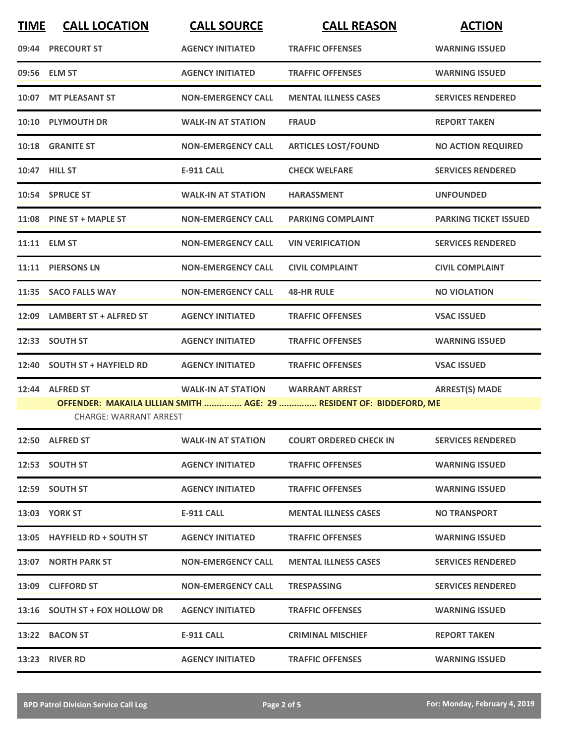| TIME | CALL LOCATION | CALL SOURCE | CALL REASON | ACTION |
|---|---|---|---|---|
| 09:44 | PRECOURT ST | AGENCY INITIATED | TRAFFIC OFFENSES | WARNING ISSUED |
| 09:56 | ELM ST | AGENCY INITIATED | TRAFFIC OFFENSES | WARNING ISSUED |
| 10:07 | MT PLEASANT ST | NON-EMERGENCY CALL | MENTAL ILLNESS CASES | SERVICES RENDERED |
| 10:10 | PLYMOUTH DR | WALK-IN AT STATION | FRAUD | REPORT TAKEN |
| 10:18 | GRANITE ST | NON-EMERGENCY CALL | ARTICLES LOST/FOUND | NO ACTION REQUIRED |
| 10:47 | HILL ST | E-911 CALL | CHECK WELFARE | SERVICES RENDERED |
| 10:54 | SPRUCE ST | WALK-IN AT STATION | HARASSMENT | UNFOUNDED |
| 11:08 | PINE ST + MAPLE ST | NON-EMERGENCY CALL | PARKING COMPLAINT | PARKING TICKET ISSUED |
| 11:11 | ELM ST | NON-EMERGENCY CALL | VIN VERIFICATION | SERVICES RENDERED |
| 11:11 | PIERSONS LN | NON-EMERGENCY CALL | CIVIL COMPLAINT | CIVIL COMPLAINT |
| 11:35 | SACO FALLS WAY | NON-EMERGENCY CALL | 48-HR RULE | NO VIOLATION |
| 12:09 | LAMBERT ST + ALFRED ST | AGENCY INITIATED | TRAFFIC OFFENSES | VSAC ISSUED |
| 12:33 | SOUTH ST | AGENCY INITIATED | TRAFFIC OFFENSES | WARNING ISSUED |
| 12:40 | SOUTH ST + HAYFIELD RD | AGENCY INITIATED | TRAFFIC OFFENSES | VSAC ISSUED |
| 12:44 | ALFRED ST | WALK-IN AT STATION | WARRANT ARREST | ARREST(S) MADE |
| | OFFENDER: MAKAILA LILLIAN SMITH ............... AGE: 29 ............... RESIDENT OF: BIDDEFORD, ME | | | |
| | CHARGE: WARRANT ARREST | | | |
| 12:50 | ALFRED ST | WALK-IN AT STATION | COURT ORDERED CHECK IN | SERVICES RENDERED |
| 12:53 | SOUTH ST | AGENCY INITIATED | TRAFFIC OFFENSES | WARNING ISSUED |
| 12:59 | SOUTH ST | AGENCY INITIATED | TRAFFIC OFFENSES | WARNING ISSUED |
| 13:03 | YORK ST | E-911 CALL | MENTAL ILLNESS CASES | NO TRANSPORT |
| 13:05 | HAYFIELD RD + SOUTH ST | AGENCY INITIATED | TRAFFIC OFFENSES | WARNING ISSUED |
| 13:07 | NORTH PARK ST | NON-EMERGENCY CALL | MENTAL ILLNESS CASES | SERVICES RENDERED |
| 13:09 | CLIFFORD ST | NON-EMERGENCY CALL | TRESPASSING | SERVICES RENDERED |
| 13:16 | SOUTH ST + FOX HOLLOW DR | AGENCY INITIATED | TRAFFIC OFFENSES | WARNING ISSUED |
| 13:22 | BACON ST | E-911 CALL | CRIMINAL MISCHIEF | REPORT TAKEN |
| 13:23 | RIVER RD | AGENCY INITIATED | TRAFFIC OFFENSES | WARNING ISSUED |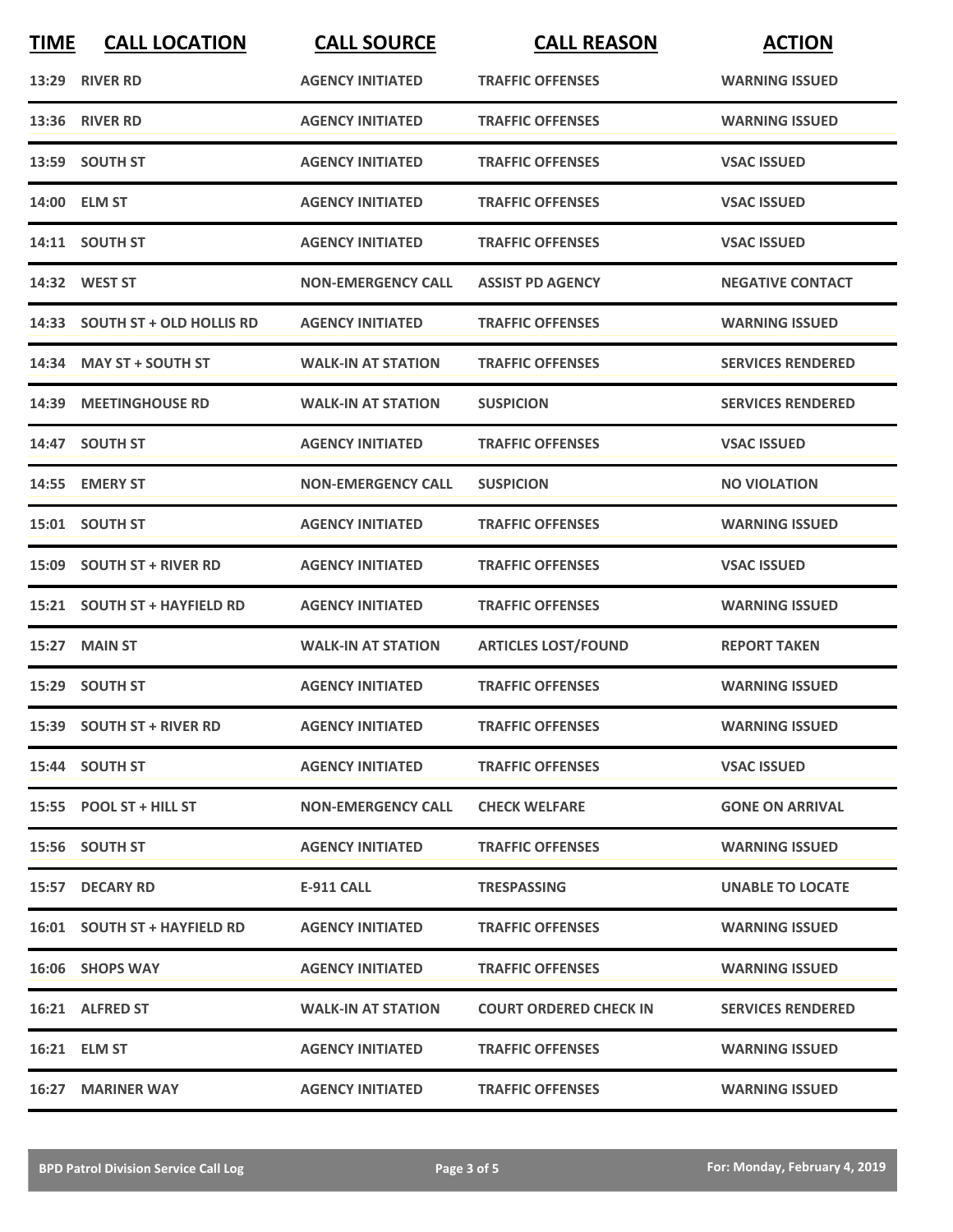| TIME | CALL LOCATION | CALL SOURCE | CALL REASON | ACTION |
|---|---|---|---|---|
| 13:29 | RIVER RD | AGENCY INITIATED | TRAFFIC OFFENSES | WARNING ISSUED |
| 13:36 | RIVER RD | AGENCY INITIATED | TRAFFIC OFFENSES | WARNING ISSUED |
| 13:59 | SOUTH ST | AGENCY INITIATED | TRAFFIC OFFENSES | VSAC ISSUED |
| 14:00 | ELM ST | AGENCY INITIATED | TRAFFIC OFFENSES | VSAC ISSUED |
| 14:11 | SOUTH ST | AGENCY INITIATED | TRAFFIC OFFENSES | VSAC ISSUED |
| 14:32 | WEST ST | NON-EMERGENCY CALL | ASSIST PD AGENCY | NEGATIVE CONTACT |
| 14:33 | SOUTH ST + OLD HOLLIS RD | AGENCY INITIATED | TRAFFIC OFFENSES | WARNING ISSUED |
| 14:34 | MAY ST + SOUTH ST | WALK-IN AT STATION | TRAFFIC OFFENSES | SERVICES RENDERED |
| 14:39 | MEETINGHOUSE RD | WALK-IN AT STATION | SUSPICION | SERVICES RENDERED |
| 14:47 | SOUTH ST | AGENCY INITIATED | TRAFFIC OFFENSES | VSAC ISSUED |
| 14:55 | EMERY ST | NON-EMERGENCY CALL | SUSPICION | NO VIOLATION |
| 15:01 | SOUTH ST | AGENCY INITIATED | TRAFFIC OFFENSES | WARNING ISSUED |
| 15:09 | SOUTH ST + RIVER RD | AGENCY INITIATED | TRAFFIC OFFENSES | VSAC ISSUED |
| 15:21 | SOUTH ST + HAYFIELD RD | AGENCY INITIATED | TRAFFIC OFFENSES | WARNING ISSUED |
| 15:27 | MAIN ST | WALK-IN AT STATION | ARTICLES LOST/FOUND | REPORT TAKEN |
| 15:29 | SOUTH ST | AGENCY INITIATED | TRAFFIC OFFENSES | WARNING ISSUED |
| 15:39 | SOUTH ST + RIVER RD | AGENCY INITIATED | TRAFFIC OFFENSES | WARNING ISSUED |
| 15:44 | SOUTH ST | AGENCY INITIATED | TRAFFIC OFFENSES | VSAC ISSUED |
| 15:55 | POOL ST + HILL ST | NON-EMERGENCY CALL | CHECK WELFARE | GONE ON ARRIVAL |
| 15:56 | SOUTH ST | AGENCY INITIATED | TRAFFIC OFFENSES | WARNING ISSUED |
| 15:57 | DECARY RD | E-911 CALL | TRESPASSING | UNABLE TO LOCATE |
| 16:01 | SOUTH ST + HAYFIELD RD | AGENCY INITIATED | TRAFFIC OFFENSES | WARNING ISSUED |
| 16:06 | SHOPS WAY | AGENCY INITIATED | TRAFFIC OFFENSES | WARNING ISSUED |
| 16:21 | ALFRED ST | WALK-IN AT STATION | COURT ORDERED CHECK IN | SERVICES RENDERED |
| 16:21 | ELM ST | AGENCY INITIATED | TRAFFIC OFFENSES | WARNING ISSUED |
| 16:27 | MARINER WAY | AGENCY INITIATED | TRAFFIC OFFENSES | WARNING ISSUED |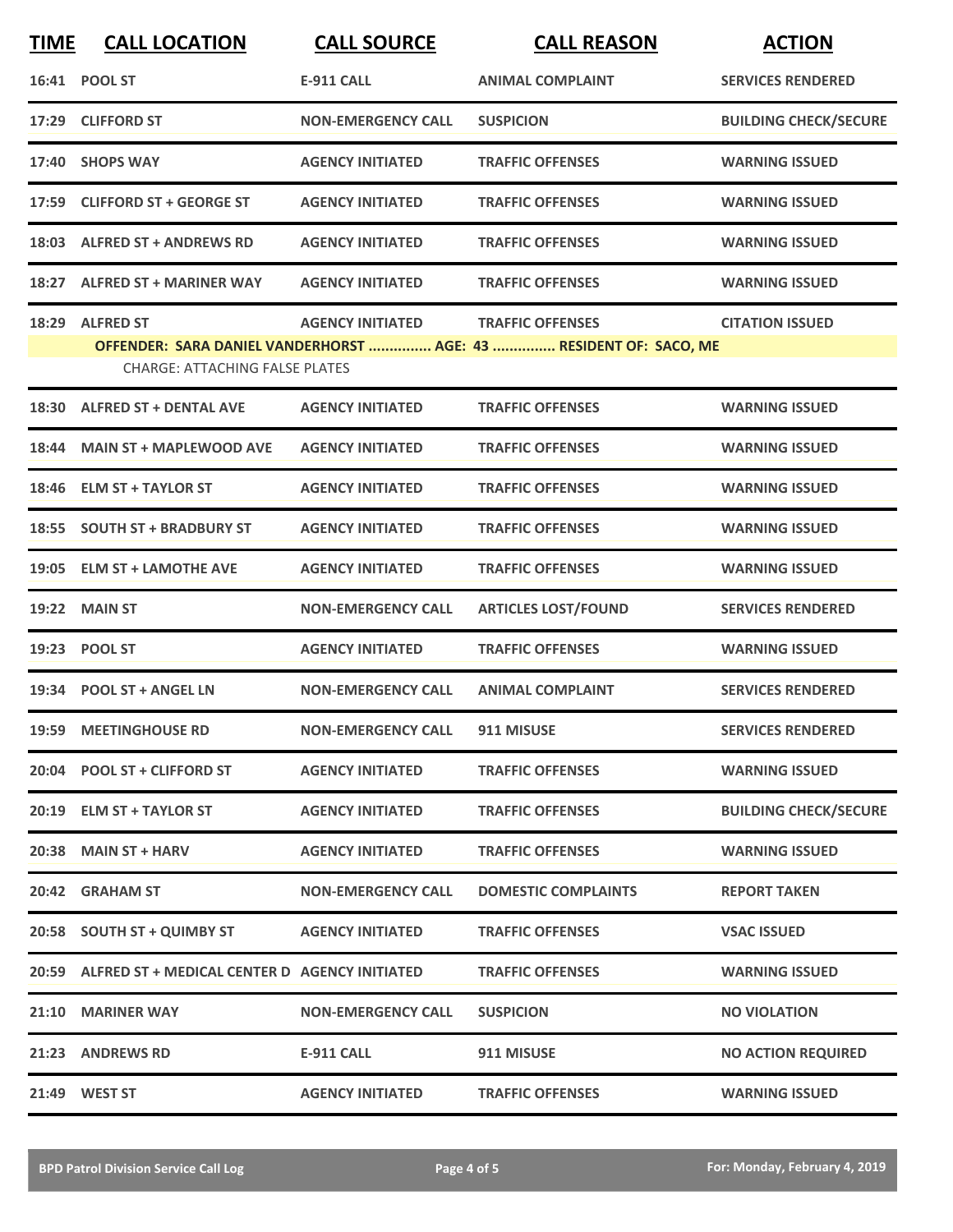| TIME | CALL LOCATION | CALL SOURCE | CALL REASON | ACTION |
|---|---|---|---|---|
| 16:41 | POOL ST | E-911 CALL | ANIMAL COMPLAINT | SERVICES RENDERED |
| 17:29 | CLIFFORD ST | NON-EMERGENCY CALL | SUSPICION | BUILDING CHECK/SECURE |
| 17:40 | SHOPS WAY | AGENCY INITIATED | TRAFFIC OFFENSES | WARNING ISSUED |
| 17:59 | CLIFFORD ST + GEORGE ST | AGENCY INITIATED | TRAFFIC OFFENSES | WARNING ISSUED |
| 18:03 | ALFRED ST + ANDREWS RD | AGENCY INITIATED | TRAFFIC OFFENSES | WARNING ISSUED |
| 18:27 | ALFRED ST + MARINER WAY | AGENCY INITIATED | TRAFFIC OFFENSES | WARNING ISSUED |
| 18:29 | ALFRED ST | AGENCY INITIATED | TRAFFIC OFFENSES | CITATION ISSUED |
| | OFFENDER: SARA DANIEL VANDERHORST ............... AGE: 43 ............... RESIDENT OF: SACO, ME | | | |
| | CHARGE: ATTACHING FALSE PLATES | | | |
| 18:30 | ALFRED ST + DENTAL AVE | AGENCY INITIATED | TRAFFIC OFFENSES | WARNING ISSUED |
| 18:44 | MAIN ST + MAPLEWOOD AVE | AGENCY INITIATED | TRAFFIC OFFENSES | WARNING ISSUED |
| 18:46 | ELM ST + TAYLOR ST | AGENCY INITIATED | TRAFFIC OFFENSES | WARNING ISSUED |
| 18:55 | SOUTH ST + BRADBURY ST | AGENCY INITIATED | TRAFFIC OFFENSES | WARNING ISSUED |
| 19:05 | ELM ST + LAMOTHE AVE | AGENCY INITIATED | TRAFFIC OFFENSES | WARNING ISSUED |
| 19:22 | MAIN ST | NON-EMERGENCY CALL | ARTICLES LOST/FOUND | SERVICES RENDERED |
| 19:23 | POOL ST | AGENCY INITIATED | TRAFFIC OFFENSES | WARNING ISSUED |
| 19:34 | POOL ST + ANGEL LN | NON-EMERGENCY CALL | ANIMAL COMPLAINT | SERVICES RENDERED |
| 19:59 | MEETINGHOUSE RD | NON-EMERGENCY CALL | 911 MISUSE | SERVICES RENDERED |
| 20:04 | POOL ST + CLIFFORD ST | AGENCY INITIATED | TRAFFIC OFFENSES | WARNING ISSUED |
| 20:19 | ELM ST + TAYLOR ST | AGENCY INITIATED | TRAFFIC OFFENSES | BUILDING CHECK/SECURE |
| 20:38 | MAIN ST + HARV | AGENCY INITIATED | TRAFFIC OFFENSES | WARNING ISSUED |
| 20:42 | GRAHAM ST | NON-EMERGENCY CALL | DOMESTIC COMPLAINTS | REPORT TAKEN |
| 20:58 | SOUTH ST + QUIMBY ST | AGENCY INITIATED | TRAFFIC OFFENSES | VSAC ISSUED |
| 20:59 | ALFRED ST + MEDICAL CENTER D | AGENCY INITIATED | TRAFFIC OFFENSES | WARNING ISSUED |
| 21:10 | MARINER WAY | NON-EMERGENCY CALL | SUSPICION | NO VIOLATION |
| 21:23 | ANDREWS RD | E-911 CALL | 911 MISUSE | NO ACTION REQUIRED |
| 21:49 | WEST ST | AGENCY INITIATED | TRAFFIC OFFENSES | WARNING ISSUED |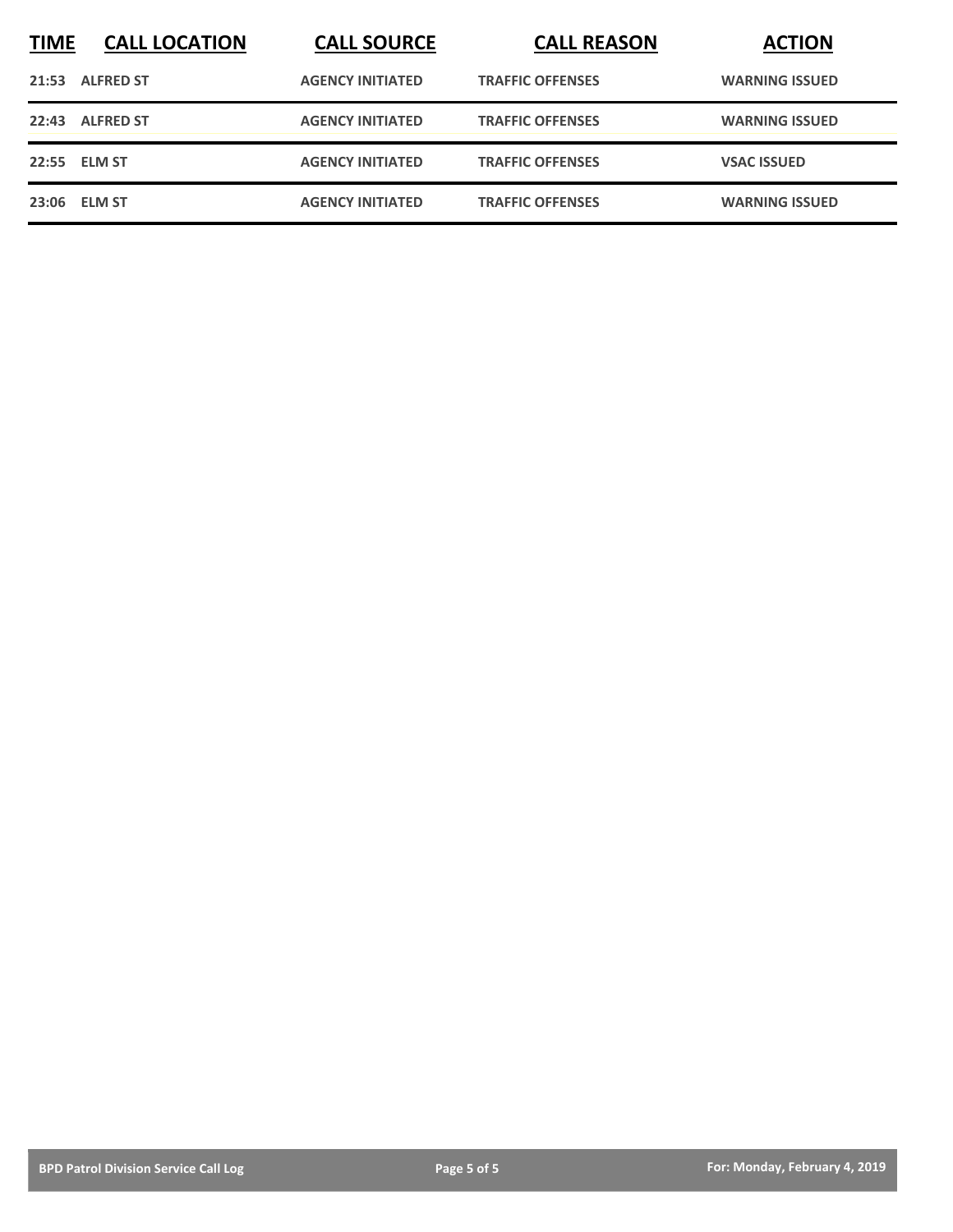| TIME | CALL LOCATION | CALL SOURCE | CALL REASON | ACTION |
|---|---|---|---|---|
| 21:53 | ALFRED ST | AGENCY INITIATED | TRAFFIC OFFENSES | WARNING ISSUED |
| 22:43 | ALFRED ST | AGENCY INITIATED | TRAFFIC OFFENSES | WARNING ISSUED |
| 22:55 | ELM ST | AGENCY INITIATED | TRAFFIC OFFENSES | VSAC ISSUED |
| 23:06 | ELM ST | AGENCY INITIATED | TRAFFIC OFFENSES | WARNING ISSUED |